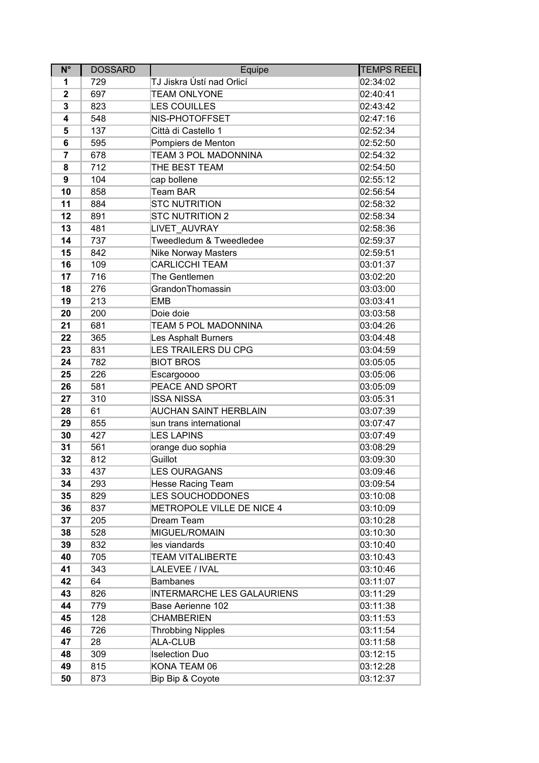| N° | DOSSARD | Equipe | TEMPS REEL |
| --- | --- | --- | --- |
| 1 | 729 | TJ Jiskra Ústí nad Orlicí | 02:34:02 |
| 2 | 697 | TEAM ONLYONE | 02:40:41 |
| 3 | 823 | LES COUILLES | 02:43:42 |
| 4 | 548 | NIS-PHOTOFFSET | 02:47:16 |
| 5 | 137 | Città di Castello 1 | 02:52:34 |
| 6 | 595 | Pompiers de Menton | 02:52:50 |
| 7 | 678 | TEAM 3 POL MADONNINA | 02:54:32 |
| 8 | 712 | THE BEST TEAM | 02:54:50 |
| 9 | 104 | cap bollene | 02:55:12 |
| 10 | 858 | Team BAR | 02:56:54 |
| 11 | 884 | STC NUTRITION | 02:58:32 |
| 12 | 891 | STC NUTRITION 2 | 02:58:34 |
| 13 | 481 | LIVET_AUVRAY | 02:58:36 |
| 14 | 737 | Tweedledum & Tweedledee | 02:59:37 |
| 15 | 842 | Nike Norway Masters | 02:59:51 |
| 16 | 109 | CARLICCHI TEAM | 03:01:37 |
| 17 | 716 | The Gentlemen | 03:02:20 |
| 18 | 276 | GrandonThomassin | 03:03:00 |
| 19 | 213 | EMB | 03:03:41 |
| 20 | 200 | Doie doie | 03:03:58 |
| 21 | 681 | TEAM 5 POL MADONNINA | 03:04:26 |
| 22 | 365 | Les Asphalt Burners | 03:04:48 |
| 23 | 831 | LES TRAILERS DU CPG | 03:04:59 |
| 24 | 782 | BIOT BROS | 03:05:05 |
| 25 | 226 | Escargoooo | 03:05:06 |
| 26 | 581 | PEACE AND SPORT | 03:05:09 |
| 27 | 310 | ISSA NISSA | 03:05:31 |
| 28 | 61 | AUCHAN SAINT HERBLAIN | 03:07:39 |
| 29 | 855 | sun trans international | 03:07:47 |
| 30 | 427 | LES LAPINS | 03:07:49 |
| 31 | 561 | orange duo sophia | 03:08:29 |
| 32 | 812 | Guillot | 03:09:30 |
| 33 | 437 | LES OURAGANS | 03:09:46 |
| 34 | 293 | Hesse Racing Team | 03:09:54 |
| 35 | 829 | LES SOUCHODDONES | 03:10:08 |
| 36 | 837 | METROPOLE VILLE DE NICE 4 | 03:10:09 |
| 37 | 205 | Dream Team | 03:10:28 |
| 38 | 528 | MIGUEL/ROMAIN | 03:10:30 |
| 39 | 832 | les viandards | 03:10:40 |
| 40 | 705 | TEAM VITALIBERTE | 03:10:43 |
| 41 | 343 | LALEVEE / IVAL | 03:10:46 |
| 42 | 64 | Bambanes | 03:11:07 |
| 43 | 826 | INTERMARCHE LES GALAURIENS | 03:11:29 |
| 44 | 779 | Base Aerienne 102 | 03:11:38 |
| 45 | 128 | CHAMBERIEN | 03:11:53 |
| 46 | 726 | Throbbing Nipples | 03:11:54 |
| 47 | 28 | ALA-CLUB | 03:11:58 |
| 48 | 309 | Iselection Duo | 03:12:15 |
| 49 | 815 | KONA TEAM 06 | 03:12:28 |
| 50 | 873 | Bip Bip & Coyote | 03:12:37 |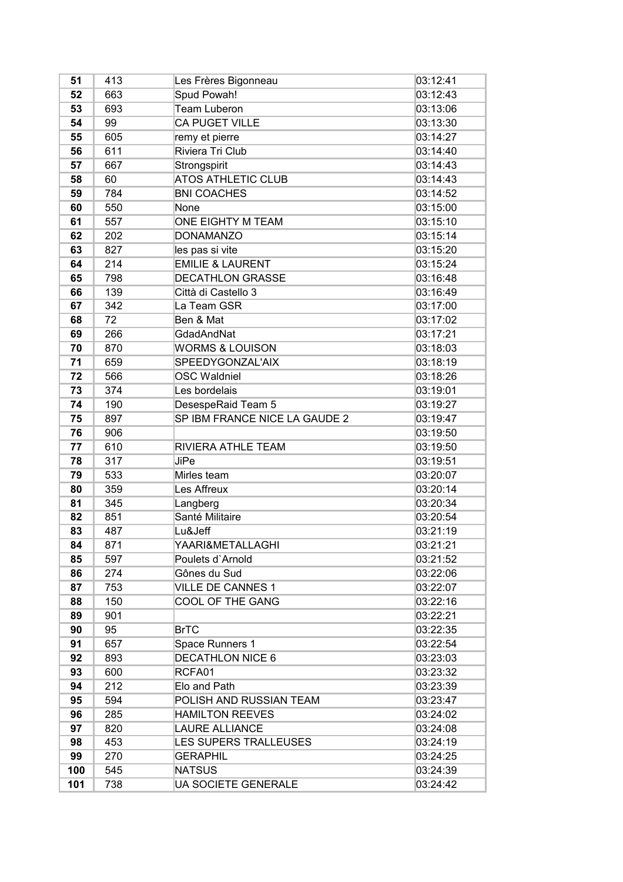| 51 | 413 | Les Frères Bigonneau | 03:12:41 |
|---|---|---|---|
| 52 | 663 | Spud Powah! | 03:12:43 |
| 53 | 693 | Team Luberon | 03:13:06 |
| 54 | 99 | CA PUGET VILLE | 03:13:30 |
| 55 | 605 | remy et pierre | 03:14:27 |
| 56 | 611 | Riviera Tri Club | 03:14:40 |
| 57 | 667 | Strongspirit | 03:14:43 |
| 58 | 60 | ATOS ATHLETIC CLUB | 03:14:43 |
| 59 | 784 | BNI COACHES | 03:14:52 |
| 60 | 550 | None | 03:15:00 |
| 61 | 557 | ONE EIGHTY M TEAM | 03:15:10 |
| 62 | 202 | DONAMANZO | 03:15:14 |
| 63 | 827 | les pas si vite | 03:15:20 |
| 64 | 214 | EMILIE & LAURENT | 03:15:24 |
| 65 | 798 | DECATHLON GRASSE | 03:16:48 |
| 66 | 139 | Città di Castello 3 | 03:16:49 |
| 67 | 342 | La Team GSR | 03:17:00 |
| 68 | 72 | Ben & Mat | 03:17:02 |
| 69 | 266 | GdadAndNat | 03:17:21 |
| 70 | 870 | WORMS & LOUISON | 03:18:03 |
| 71 | 659 | SPEEDYGONZAL'AIX | 03:18:19 |
| 72 | 566 | OSC Waldniel | 03:18:26 |
| 73 | 374 | Les bordelais | 03:19:01 |
| 74 | 190 | DesespeRaid Team 5 | 03:19:27 |
| 75 | 897 | SP IBM FRANCE NICE LA GAUDE 2 | 03:19:47 |
| 76 | 906 | | 03:19:50 |
| 77 | 610 | RIVIERA ATHLE TEAM | 03:19:50 |
| 78 | 317 | JiPe | 03:19:51 |
| 79 | 533 | Mirles team | 03:20:07 |
| 80 | 359 | Les Affreux | 03:20:14 |
| 81 | 345 | Langberg | 03:20:34 |
| 82 | 851 | Santé Militaire | 03:20:54 |
| 83 | 487 | Lu&Jeff | 03:21:19 |
| 84 | 871 | YAARI&METALLAGHI | 03:21:21 |
| 85 | 597 | Poulets d`Arnold | 03:21:52 |
| 86 | 274 | Gônes du Sud | 03:22:06 |
| 87 | 753 | VILLE DE CANNES 1 | 03:22:07 |
| 88 | 150 | COOL OF THE GANG | 03:22:16 |
| 89 | 901 | | 03:22:21 |
| 90 | 95 | BrTC | 03:22:35 |
| 91 | 657 | Space Runners 1 | 03:22:54 |
| 92 | 893 | DECATHLON NICE 6 | 03:23:03 |
| 93 | 600 | RCFA01 | 03:23:32 |
| 94 | 212 | Elo and Path | 03:23:39 |
| 95 | 594 | POLISH AND RUSSIAN TEAM | 03:23:47 |
| 96 | 285 | HAMILTON REEVES | 03:24:02 |
| 97 | 820 | LAURE ALLIANCE | 03:24:08 |
| 98 | 453 | LES SUPERS TRALLEUSES | 03:24:19 |
| 99 | 270 | GERAPHIL | 03:24:25 |
| 100 | 545 | NATSUS | 03:24:39 |
| 101 | 738 | UA SOCIETE GENERALE | 03:24:42 |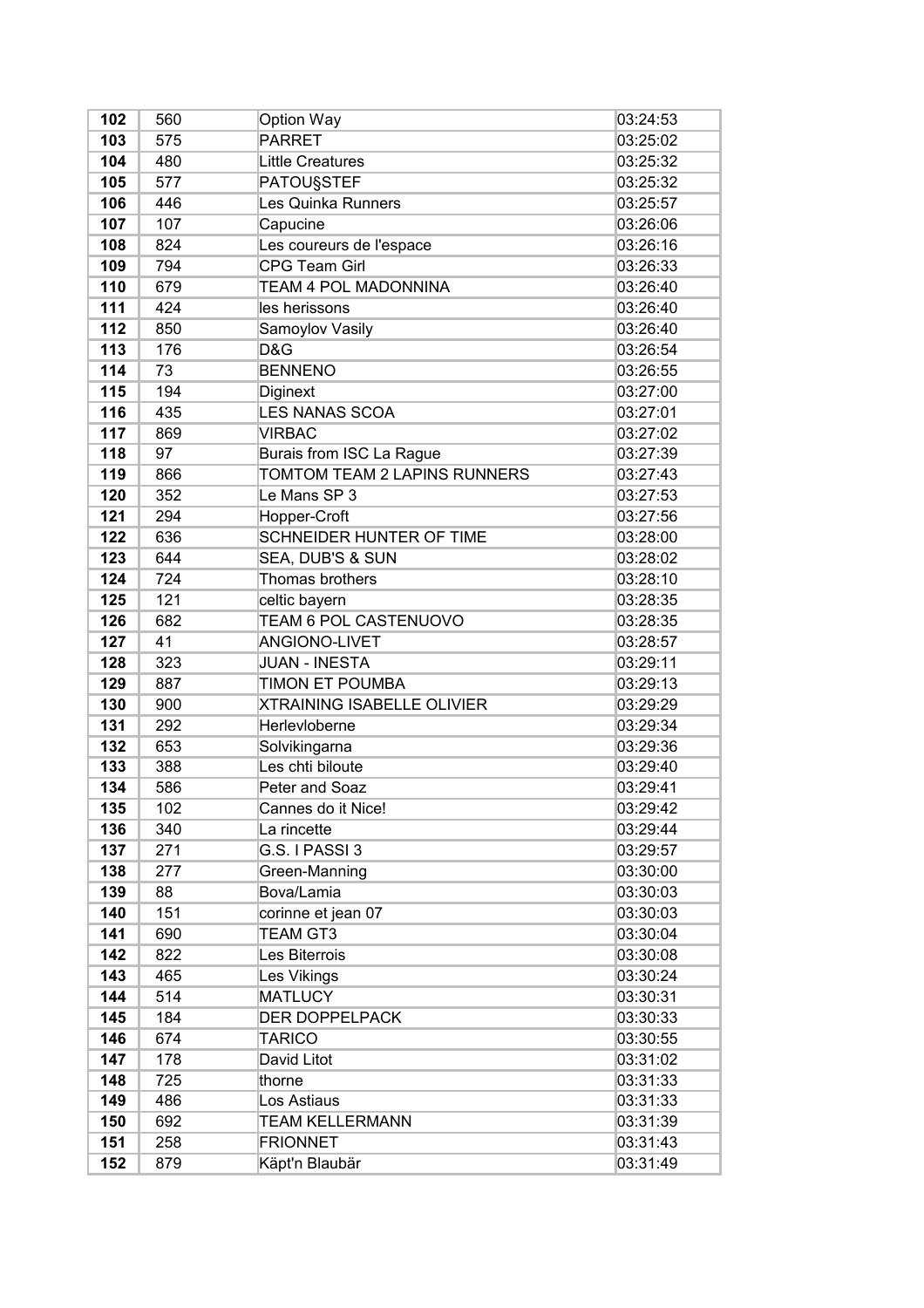| 102 | 560 | Option Way | 03:24:53 |
|---|---|---|---|
| 103 | 575 | PARRET | 03:25:02 |
| 104 | 480 | Little Creatures | 03:25:32 |
| 105 | 577 | PATOU§STEF | 03:25:32 |
| 106 | 446 | Les Quinka Runners | 03:25:57 |
| 107 | 107 | Capucine | 03:26:06 |
| 108 | 824 | Les coureurs de l'espace | 03:26:16 |
| 109 | 794 | CPG Team Girl | 03:26:33 |
| 110 | 679 | TEAM 4 POL MADONNINA | 03:26:40 |
| 111 | 424 | les herissons | 03:26:40 |
| 112 | 850 | Samoylov Vasily | 03:26:40 |
| 113 | 176 | D&G | 03:26:54 |
| 114 | 73 | BENNENO | 03:26:55 |
| 115 | 194 | Diginext | 03:27:00 |
| 116 | 435 | LES NANAS SCOA | 03:27:01 |
| 117 | 869 | VIRBAC | 03:27:02 |
| 118 | 97 | Burais from ISC La Rague | 03:27:39 |
| 119 | 866 | TOMTOM TEAM 2 LAPINS RUNNERS | 03:27:43 |
| 120 | 352 | Le Mans SP 3 | 03:27:53 |
| 121 | 294 | Hopper-Croft | 03:27:56 |
| 122 | 636 | SCHNEIDER HUNTER OF TIME | 03:28:00 |
| 123 | 644 | SEA, DUB'S & SUN | 03:28:02 |
| 124 | 724 | Thomas brothers | 03:28:10 |
| 125 | 121 | celtic bayern | 03:28:35 |
| 126 | 682 | TEAM 6 POL CASTENUOVO | 03:28:35 |
| 127 | 41 | ANGIONO-LIVET | 03:28:57 |
| 128 | 323 | JUAN - INESTA | 03:29:11 |
| 129 | 887 | TIMON ET POUMBA | 03:29:13 |
| 130 | 900 | XTRAINING ISABELLE OLIVIER | 03:29:29 |
| 131 | 292 | Herlevloberne | 03:29:34 |
| 132 | 653 | Solvikingarna | 03:29:36 |
| 133 | 388 | Les chti biloute | 03:29:40 |
| 134 | 586 | Peter and Soaz | 03:29:41 |
| 135 | 102 | Cannes do it Nice! | 03:29:42 |
| 136 | 340 | La rincette | 03:29:44 |
| 137 | 271 | G.S. I PASSI 3 | 03:29:57 |
| 138 | 277 | Green-Manning | 03:30:00 |
| 139 | 88 | Bova/Lamia | 03:30:03 |
| 140 | 151 | corinne et jean 07 | 03:30:03 |
| 141 | 690 | TEAM GT3 | 03:30:04 |
| 142 | 822 | Les Biterrois | 03:30:08 |
| 143 | 465 | Les Vikings | 03:30:24 |
| 144 | 514 | MATLUCY | 03:30:31 |
| 145 | 184 | DER DOPPELPACK | 03:30:33 |
| 146 | 674 | TARICO | 03:30:55 |
| 147 | 178 | David Litot | 03:31:02 |
| 148 | 725 | thorne | 03:31:33 |
| 149 | 486 | Los Astiaus | 03:31:33 |
| 150 | 692 | TEAM KELLERMANN | 03:31:39 |
| 151 | 258 | FRIONNET | 03:31:43 |
| 152 | 879 | Käpt'n Blaubär | 03:31:49 |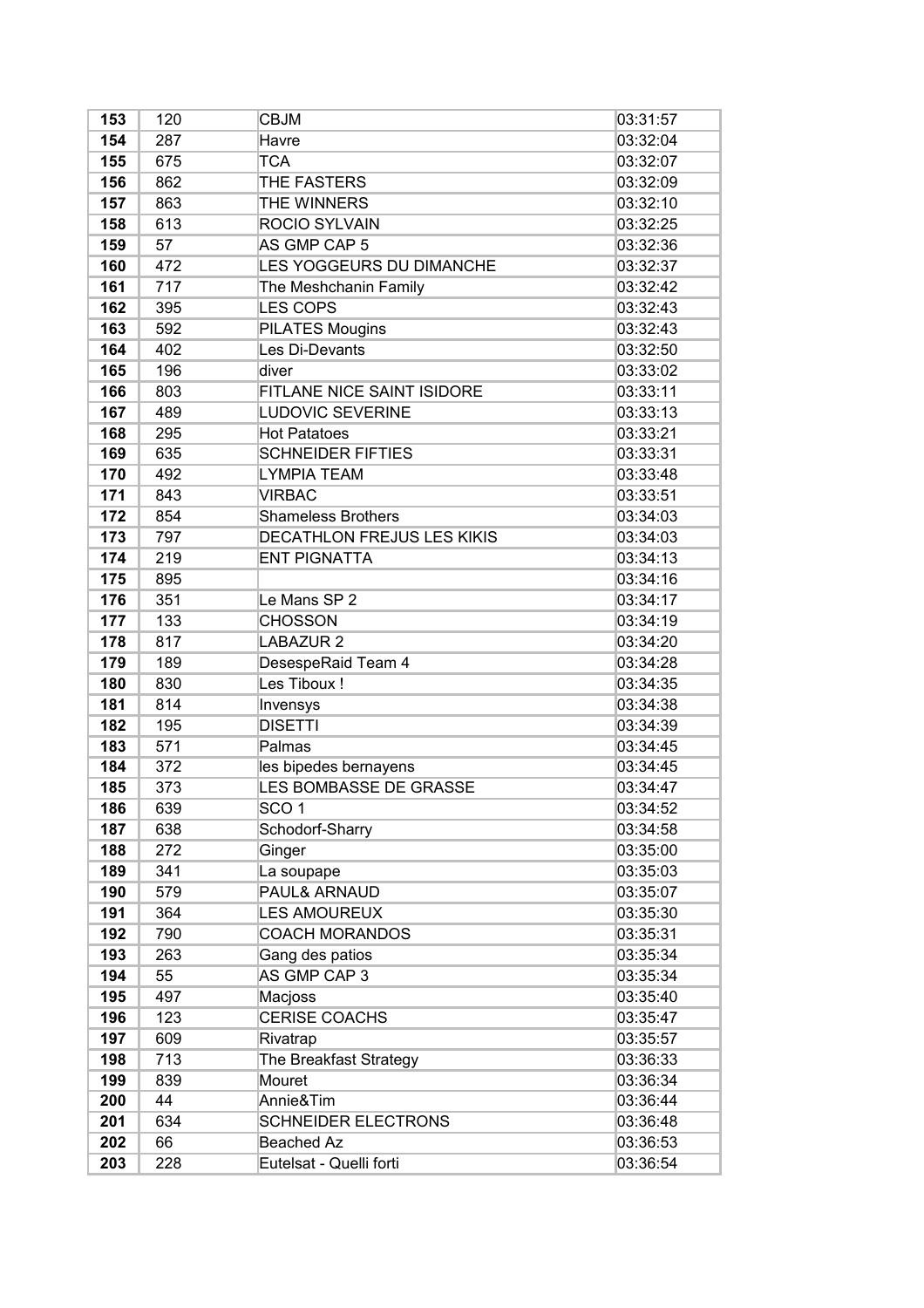| | | | |
|---|---|---|---|
| **153** | 120 | CBJM | 03:31:57 |
| **154** | 287 | Havre | 03:32:04 |
| **155** | 675 | TCA | 03:32:07 |
| **156** | 862 | THE FASTERS | 03:32:09 |
| **157** | 863 | THE WINNERS | 03:32:10 |
| **158** | 613 | ROCIO SYLVAIN | 03:32:25 |
| **159** | 57 | AS GMP CAP 5 | 03:32:36 |
| **160** | 472 | LES YOGGEURS DU DIMANCHE | 03:32:37 |
| **161** | 717 | The Meshchanin Family | 03:32:42 |
| **162** | 395 | LES COPS | 03:32:43 |
| **163** | 592 | PILATES Mougins | 03:32:43 |
| **164** | 402 | Les Di-Devants | 03:32:50 |
| **165** | 196 | diver | 03:33:02 |
| **166** | 803 | FITLANE NICE SAINT ISIDORE | 03:33:11 |
| **167** | 489 | LUDOVIC SEVERINE | 03:33:13 |
| **168** | 295 | Hot Patatoes | 03:33:21 |
| **169** | 635 | SCHNEIDER FIFTIES | 03:33:31 |
| **170** | 492 | LYMPIA TEAM | 03:33:48 |
| **171** | 843 | VIRBAC | 03:33:51 |
| **172** | 854 | Shameless Brothers | 03:34:03 |
| **173** | 797 | DECATHLON FREJUS LES KIKIS | 03:34:03 |
| **174** | 219 | ENT PIGNATTA | 03:34:13 |
| **175** | 895 | | 03:34:16 |
| **176** | 351 | Le Mans SP 2 | 03:34:17 |
| **177** | 133 | CHOSSON | 03:34:19 |
| **178** | 817 | LABAZUR 2 | 03:34:20 |
| **179** | 189 | DesespeRaid Team 4 | 03:34:28 |
| **180** | 830 | Les Tiboux ! | 03:34:35 |
| **181** | 814 | Invensys | 03:34:38 |
| **182** | 195 | DISETTI | 03:34:39 |
| **183** | 571 | Palmas | 03:34:45 |
| **184** | 372 | les bipedes bernayens | 03:34:45 |
| **185** | 373 | LES BOMBASSE DE GRASSE | 03:34:47 |
| **186** | 639 | SCO 1 | 03:34:52 |
| **187** | 638 | Schodorf-Sharry | 03:34:58 |
| **188** | 272 | Ginger | 03:35:00 |
| **189** | 341 | La soupape | 03:35:03 |
| **190** | 579 | PAUL& ARNAUD | 03:35:07 |
| **191** | 364 | LES AMOUREUX | 03:35:30 |
| **192** | 790 | COACH MORANDOS | 03:35:31 |
| **193** | 263 | Gang des patios | 03:35:34 |
| **194** | 55 | AS GMP CAP 3 | 03:35:34 |
| **195** | 497 | Macjoss | 03:35:40 |
| **196** | 123 | CERISE COACHS | 03:35:47 |
| **197** | 609 | Rivatrap | 03:35:57 |
| **198** | 713 | The Breakfast Strategy | 03:36:33 |
| **199** | 839 | Mouret | 03:36:34 |
| **200** | 44 | Annie&Tim | 03:36:44 |
| **201** | 634 | SCHNEIDER ELECTRONS | 03:36:48 |
| **202** | 66 | Beached Az | 03:36:53 |
| **203** | 228 | Eutelsat - Quelli forti | 03:36:54 |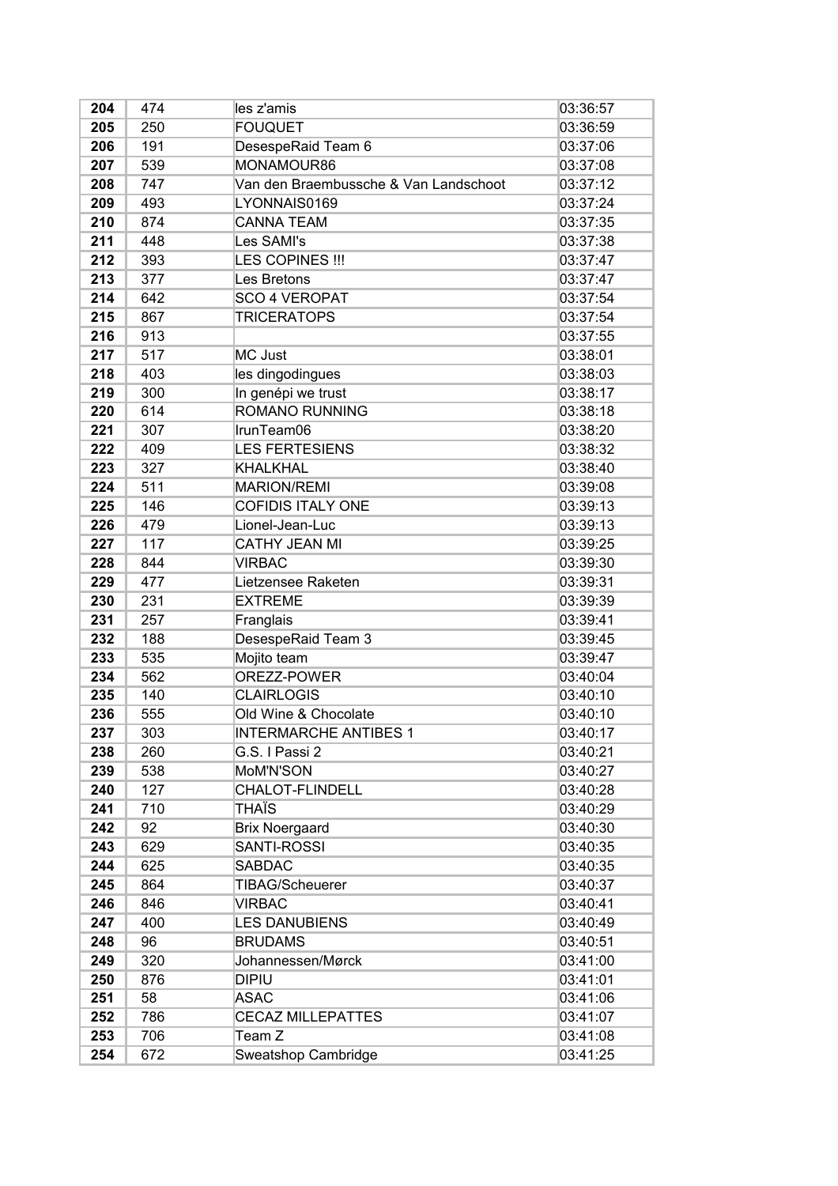| 204 | 474 | les z'amis | 03:36:57 |
|---|---|---|---|
| 205 | 250 | FOUQUET | 03:36:59 |
| 206 | 191 | DesespeRaid Team 6 | 03:37:06 |
| 207 | 539 | MONAMOUR86 | 03:37:08 |
| 208 | 747 | Van den Braembussche & Van Landschoot | 03:37:12 |
| 209 | 493 | LYONNAIS0169 | 03:37:24 |
| 210 | 874 | CANNA TEAM | 03:37:35 |
| 211 | 448 | Les SAMI's | 03:37:38 |
| 212 | 393 | LES COPINES !!! | 03:37:47 |
| 213 | 377 | Les Bretons | 03:37:47 |
| 214 | 642 | SCO 4 VEROPAT | 03:37:54 |
| 215 | 867 | TRICERATOPS | 03:37:54 |
| 216 | 913 | | 03:37:55 |
| 217 | 517 | MC Just | 03:38:01 |
| 218 | 403 | les dingodingues | 03:38:03 |
| 219 | 300 | In genépi we trust | 03:38:17 |
| 220 | 614 | ROMANO RUNNING | 03:38:18 |
| 221 | 307 | IrunTeam06 | 03:38:20 |
| 222 | 409 | LES FERTESIENS | 03:38:32 |
| 223 | 327 | KHALKHAL | 03:38:40 |
| 224 | 511 | MARION/REMI | 03:39:08 |
| 225 | 146 | COFIDIS ITALY ONE | 03:39:13 |
| 226 | 479 | Lionel-Jean-Luc | 03:39:13 |
| 227 | 117 | CATHY JEAN MI | 03:39:25 |
| 228 | 844 | VIRBAC | 03:39:30 |
| 229 | 477 | Lietzensee Raketen | 03:39:31 |
| 230 | 231 | EXTREME | 03:39:39 |
| 231 | 257 | Franglais | 03:39:41 |
| 232 | 188 | DesespeRaid Team 3 | 03:39:45 |
| 233 | 535 | Mojito team | 03:39:47 |
| 234 | 562 | OREZZ-POWER | 03:40:04 |
| 235 | 140 | CLAIRLOGIS | 03:40:10 |
| 236 | 555 | Old Wine & Chocolate | 03:40:10 |
| 237 | 303 | INTERMARCHE ANTIBES 1 | 03:40:17 |
| 238 | 260 | G.S. I Passi 2 | 03:40:21 |
| 239 | 538 | MoM'N'SON | 03:40:27 |
| 240 | 127 | CHALOT-FLINDELL | 03:40:28 |
| 241 | 710 | THAÏS | 03:40:29 |
| 242 | 92 | Brix Noergaard | 03:40:30 |
| 243 | 629 | SANTI-ROSSI | 03:40:35 |
| 244 | 625 | SABDAC | 03:40:35 |
| 245 | 864 | TIBAG/Scheuerer | 03:40:37 |
| 246 | 846 | VIRBAC | 03:40:41 |
| 247 | 400 | LES DANUBIENS | 03:40:49 |
| 248 | 96 | BRUDAMS | 03:40:51 |
| 249 | 320 | Johannessen/Mørck | 03:41:00 |
| 250 | 876 | DIPIU | 03:41:01 |
| 251 | 58 | ASAC | 03:41:06 |
| 252 | 786 | CECAZ MILLEPATTES | 03:41:07 |
| 253 | 706 | Team Z | 03:41:08 |
| 254 | 672 | Sweatshop Cambridge | 03:41:25 |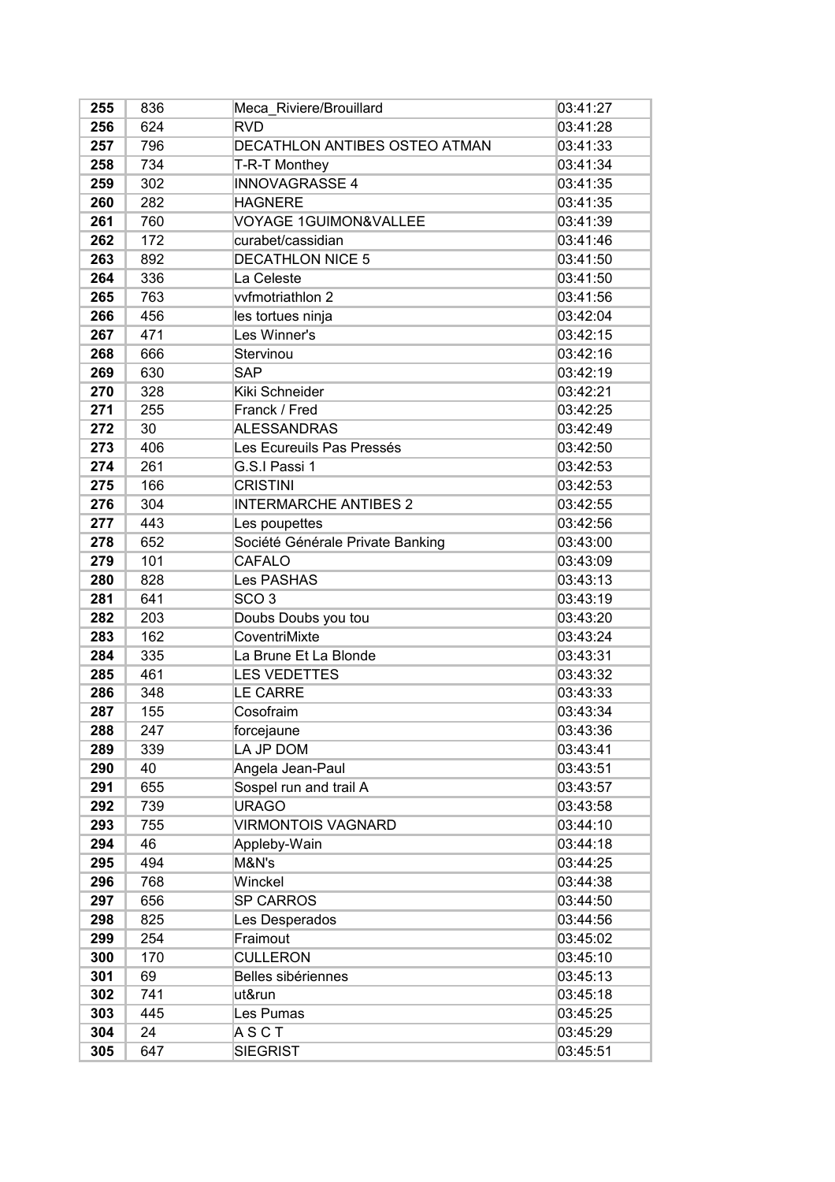| | | | |
|---|---|---|---|
| **255** | 836 | Meca_Riviere/Brouillard | 03:41:27 |
| **256** | 624 | RVD | 03:41:28 |
| **257** | 796 | DECATHLON ANTIBES OSTEO ATMAN | 03:41:33 |
| **258** | 734 | T-R-T Monthey | 03:41:34 |
| **259** | 302 | INNOVAGRASSE 4 | 03:41:35 |
| **260** | 282 | HAGNERE | 03:41:35 |
| **261** | 760 | VOYAGE 1GUIMON&VALLEE | 03:41:39 |
| **262** | 172 | curabet/cassidian | 03:41:46 |
| **263** | 892 | DECATHLON NICE 5 | 03:41:50 |
| **264** | 336 | La Celeste | 03:41:50 |
| **265** | 763 | vvfmotriathlon 2 | 03:41:56 |
| **266** | 456 | les tortues ninja | 03:42:04 |
| **267** | 471 | Les Winner's | 03:42:15 |
| **268** | 666 | Stervinou | 03:42:16 |
| **269** | 630 | SAP | 03:42:19 |
| **270** | 328 | Kiki Schneider | 03:42:21 |
| **271** | 255 | Franck / Fred | 03:42:25 |
| **272** | 30 | ALESSANDRAS | 03:42:49 |
| **273** | 406 | Les Ecureuils Pas Pressés | 03:42:50 |
| **274** | 261 | G.S.I Passi 1 | 03:42:53 |
| **275** | 166 | CRISTINI | 03:42:53 |
| **276** | 304 | INTERMARCHE ANTIBES 2 | 03:42:55 |
| **277** | 443 | Les poupettes | 03:42:56 |
| **278** | 652 | Société Générale Private Banking | 03:43:00 |
| **279** | 101 | CAFALO | 03:43:09 |
| **280** | 828 | Les PASHAS | 03:43:13 |
| **281** | 641 | SCO 3 | 03:43:19 |
| **282** | 203 | Doubs Doubs you tou | 03:43:20 |
| **283** | 162 | CoventriMixte | 03:43:24 |
| **284** | 335 | La Brune Et La Blonde | 03:43:31 |
| **285** | 461 | LES VEDETTES | 03:43:32 |
| **286** | 348 | LE CARRE | 03:43:33 |
| **287** | 155 | Cosofraim | 03:43:34 |
| **288** | 247 | forcejaune | 03:43:36 |
| **289** | 339 | LA JP DOM | 03:43:41 |
| **290** | 40 | Angela Jean-Paul | 03:43:51 |
| **291** | 655 | Sospel run and trail A | 03:43:57 |
| **292** | 739 | URAGO | 03:43:58 |
| **293** | 755 | VIRMONTOIS VAGNARD | 03:44:10 |
| **294** | 46 | Appleby-Wain | 03:44:18 |
| **295** | 494 | M&N's | 03:44:25 |
| **296** | 768 | Winckel | 03:44:38 |
| **297** | 656 | SP CARROS | 03:44:50 |
| **298** | 825 | Les Desperados | 03:44:56 |
| **299** | 254 | Fraimout | 03:45:02 |
| **300** | 170 | CULLERON | 03:45:10 |
| **301** | 69 | Belles sibériennes | 03:45:13 |
| **302** | 741 | ut&run | 03:45:18 |
| **303** | 445 | Les Pumas | 03:45:25 |
| **304** | 24 | A S C T | 03:45:29 |
| **305** | 647 | SIEGRIST | 03:45:51 |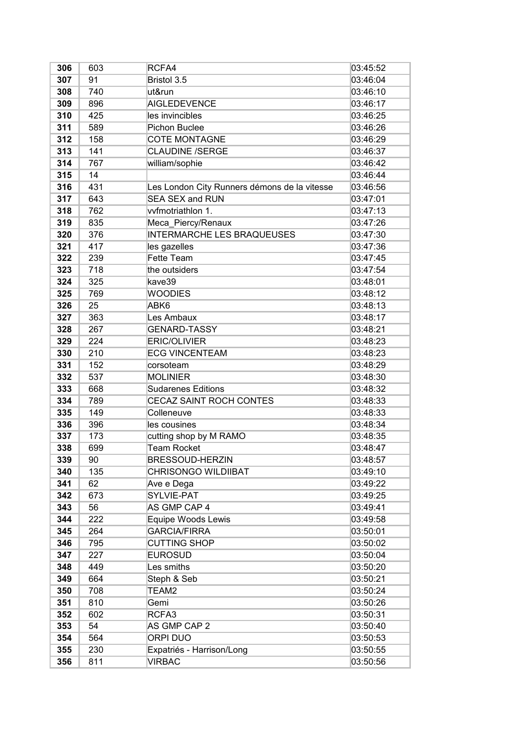| 306 | 603 | RCFA4 | 03:45:52 |
|---|---|---|---|
| 307 | 91 | Bristol 3.5 | 03:46:04 |
| 308 | 740 | ut&run | 03:46:10 |
| 309 | 896 | AIGLEDEVENCE | 03:46:17 |
| 310 | 425 | les invincibles | 03:46:25 |
| 311 | 589 | Pichon Buclee | 03:46:26 |
| 312 | 158 | COTE MONTAGNE | 03:46:29 |
| 313 | 141 | CLAUDINE /SERGE | 03:46:37 |
| 314 | 767 | william/sophie | 03:46:42 |
| 315 | 14 | | 03:46:44 |
| 316 | 431 | Les London City Runners démons de la vitesse | 03:46:56 |
| 317 | 643 | SEA SEX and RUN | 03:47:01 |
| 318 | 762 | vvfmotriathlon 1. | 03:47:13 |
| 319 | 835 | Meca_Piercy/Renaux | 03:47:26 |
| 320 | 376 | INTERMARCHE LES BRAQUEUSES | 03:47:30 |
| 321 | 417 | les gazelles | 03:47:36 |
| 322 | 239 | Fette Team | 03:47:45 |
| 323 | 718 | the outsiders | 03:47:54 |
| 324 | 325 | kave39 | 03:48:01 |
| 325 | 769 | WOODIES | 03:48:12 |
| 326 | 25 | ABK6 | 03:48:13 |
| 327 | 363 | Les Ambaux | 03:48:17 |
| 328 | 267 | GENARD-TASSY | 03:48:21 |
| 329 | 224 | ERIC/OLIVIER | 03:48:23 |
| 330 | 210 | ECG VINCENTEAM | 03:48:23 |
| 331 | 152 | corsoteam | 03:48:29 |
| 332 | 537 | MOLINIER | 03:48:30 |
| 333 | 668 | Sudarenes Editions | 03:48:32 |
| 334 | 789 | CECAZ SAINT ROCH CONTES | 03:48:33 |
| 335 | 149 | Colleneuve | 03:48:33 |
| 336 | 396 | les cousines | 03:48:34 |
| 337 | 173 | cutting shop by M RAMO | 03:48:35 |
| 338 | 699 | Team Rocket | 03:48:47 |
| 339 | 90 | BRESSOUD-HERZIN | 03:48:57 |
| 340 | 135 | CHRISONGO WILDIIBAT | 03:49:10 |
| 341 | 62 | Ave e Dega | 03:49:22 |
| 342 | 673 | SYLVIE-PAT | 03:49:25 |
| 343 | 56 | AS GMP CAP 4 | 03:49:41 |
| 344 | 222 | Equipe Woods Lewis | 03:49:58 |
| 345 | 264 | GARCIA/FIRRA | 03:50:01 |
| 346 | 795 | CUTTING SHOP | 03:50:02 |
| 347 | 227 | EUROSUD | 03:50:04 |
| 348 | 449 | Les smiths | 03:50:20 |
| 349 | 664 | Steph & Seb | 03:50:21 |
| 350 | 708 | TEAM2 | 03:50:24 |
| 351 | 810 | Gemi | 03:50:26 |
| 352 | 602 | RCFA3 | 03:50:31 |
| 353 | 54 | AS GMP CAP 2 | 03:50:40 |
| 354 | 564 | ORPI DUO | 03:50:53 |
| 355 | 230 | Expatriés - Harrison/Long | 03:50:55 |
| 356 | 811 | VIRBAC | 03:50:56 |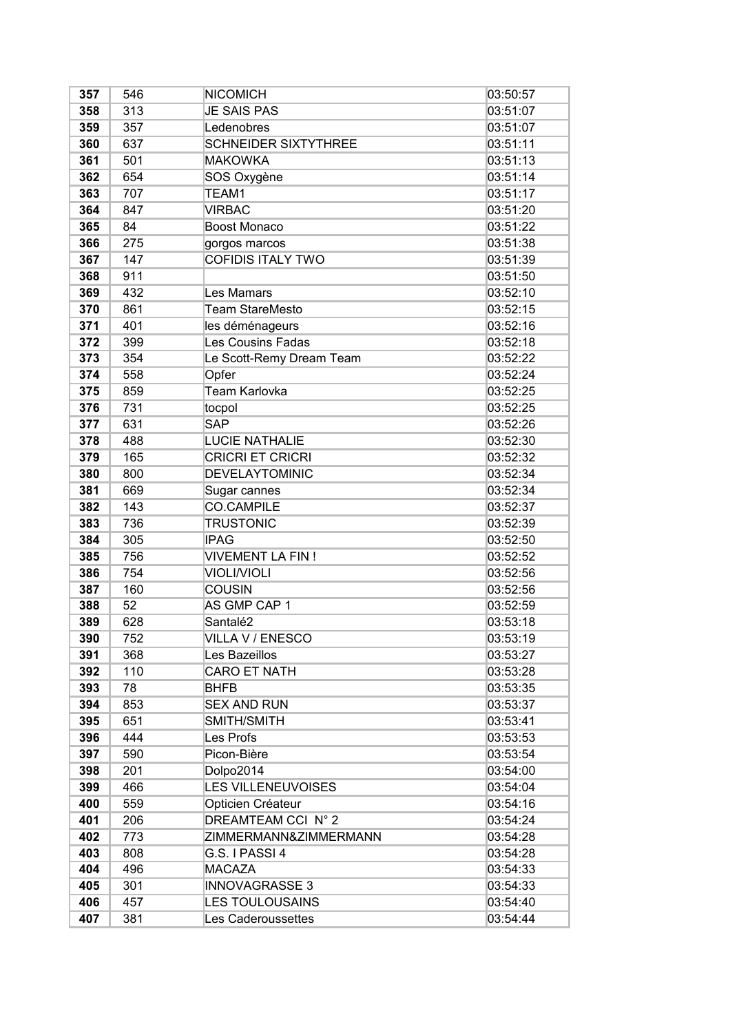| 357 | 546 | NICOMICH | 03:50:57 |
|---|---|---|---|
| 358 | 313 | JE SAIS PAS | 03:51:07 |
| 359 | 357 | Ledenobres | 03:51:07 |
| 360 | 637 | SCHNEIDER SIXTYTHREE | 03:51:11 |
| 361 | 501 | MAKOWKA | 03:51:13 |
| 362 | 654 | SOS Oxygène | 03:51:14 |
| 363 | 707 | TEAM1 | 03:51:17 |
| 364 | 847 | VIRBAC | 03:51:20 |
| 365 | 84 | Boost Monaco | 03:51:22 |
| 366 | 275 | gorgos marcos | 03:51:38 |
| 367 | 147 | COFIDIS ITALY TWO | 03:51:39 |
| 368 | 911 | | 03:51:50 |
| 369 | 432 | Les Mamars | 03:52:10 |
| 370 | 861 | Team StareMesto | 03:52:15 |
| 371 | 401 | les déménageurs | 03:52:16 |
| 372 | 399 | Les Cousins Fadas | 03:52:18 |
| 373 | 354 | Le Scott-Remy Dream Team | 03:52:22 |
| 374 | 558 | Opfer | 03:52:24 |
| 375 | 859 | Team Karlovka | 03:52:25 |
| 376 | 731 | tocpol | 03:52:25 |
| 377 | 631 | SAP | 03:52:26 |
| 378 | 488 | LUCIE NATHALIE | 03:52:30 |
| 379 | 165 | CRICRI ET CRICRI | 03:52:32 |
| 380 | 800 | DEVELAYTOMINIC | 03:52:34 |
| 381 | 669 | Sugar cannes | 03:52:34 |
| 382 | 143 | CO.CAMPILE | 03:52:37 |
| 383 | 736 | TRUSTONIC | 03:52:39 |
| 384 | 305 | IPAG | 03:52:50 |
| 385 | 756 | VIVEMENT LA FIN ! | 03:52:52 |
| 386 | 754 | VIOLI/VIOLI | 03:52:56 |
| 387 | 160 | COUSIN | 03:52:56 |
| 388 | 52 | AS GMP CAP 1 | 03:52:59 |
| 389 | 628 | Santalé2 | 03:53:18 |
| 390 | 752 | VILLA V / ENESCO | 03:53:19 |
| 391 | 368 | Les Bazeillos | 03:53:27 |
| 392 | 110 | CARO ET NATH | 03:53:28 |
| 393 | 78 | BHFB | 03:53:35 |
| 394 | 853 | SEX AND RUN | 03:53:37 |
| 395 | 651 | SMITH/SMITH | 03:53:41 |
| 396 | 444 | Les Profs | 03:53:53 |
| 397 | 590 | Picon-Bière | 03:53:54 |
| 398 | 201 | Dolpo2014 | 03:54:00 |
| 399 | 466 | LES VILLENEUVOISES | 03:54:04 |
| 400 | 559 | Opticien Créateur | 03:54:16 |
| 401 | 206 | DREAMTEAM CCI N° 2 | 03:54:24 |
| 402 | 773 | ZIMMERMANN&ZIMMERMANN | 03:54:28 |
| 403 | 808 | G.S. I PASSI 4 | 03:54:28 |
| 404 | 496 | MACAZA | 03:54:33 |
| 405 | 301 | INNOVAGRASSE 3 | 03:54:33 |
| 406 | 457 | LES TOULOUSAINS | 03:54:40 |
| 407 | 381 | Les Caderoussettes | 03:54:44 |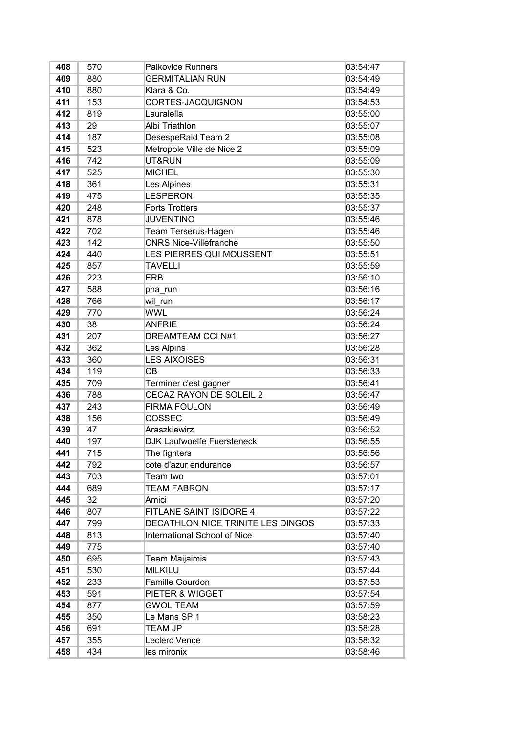| 408 | 570 | Palkovice Runners | 03:54:47 |
|---|---|---|---|
| 409 | 880 | GERMITALIAN RUN | 03:54:49 |
| 410 | 880 | Klara & Co. | 03:54:49 |
| 411 | 153 | CORTES-JACQUIGNON | 03:54:53 |
| 412 | 819 | Lauralella | 03:55:00 |
| 413 | 29 | Albi Triathlon | 03:55:07 |
| 414 | 187 | DesespeRaid Team 2 | 03:55:08 |
| 415 | 523 | Metropole Ville de Nice 2 | 03:55:09 |
| 416 | 742 | UT&RUN | 03:55:09 |
| 417 | 525 | MICHEL | 03:55:30 |
| 418 | 361 | Les Alpines | 03:55:31 |
| 419 | 475 | LESPERON | 03:55:35 |
| 420 | 248 | Forts Trotters | 03:55:37 |
| 421 | 878 | JUVENTINO | 03:55:46 |
| 422 | 702 | Team Terserus-Hagen | 03:55:46 |
| 423 | 142 | CNRS Nice-Villefranche | 03:55:50 |
| 424 | 440 | LES PIERRES QUI MOUSSENT | 03:55:51 |
| 425 | 857 | TAVELLI | 03:55:59 |
| 426 | 223 | ERB | 03:56:10 |
| 427 | 588 | pha_run | 03:56:16 |
| 428 | 766 | wil_run | 03:56:17 |
| 429 | 770 | WWL | 03:56:24 |
| 430 | 38 | ANFRIE | 03:56:24 |
| 431 | 207 | DREAMTEAM CCI N#1 | 03:56:27 |
| 432 | 362 | Les Alpins | 03:56:28 |
| 433 | 360 | LES AIXOISES | 03:56:31 |
| 434 | 119 | CB | 03:56:33 |
| 435 | 709 | Terminer c'est gagner | 03:56:41 |
| 436 | 788 | CECAZ RAYON DE SOLEIL 2 | 03:56:47 |
| 437 | 243 | FIRMA FOULON | 03:56:49 |
| 438 | 156 | COSSEC | 03:56:49 |
| 439 | 47 | Araszkiewirz | 03:56:52 |
| 440 | 197 | DJK Laufwoelfe Fuersteneck | 03:56:55 |
| 441 | 715 | The fighters | 03:56:56 |
| 442 | 792 | cote d'azur endurance | 03:56:57 |
| 443 | 703 | Team two | 03:57:01 |
| 444 | 689 | TEAM FABRON | 03:57:17 |
| 445 | 32 | Amici | 03:57:20 |
| 446 | 807 | FITLANE SAINT ISIDORE 4 | 03:57:22 |
| 447 | 799 | DECATHLON NICE TRINITE LES DINGOS | 03:57:33 |
| 448 | 813 | International School of Nice | 03:57:40 |
| 449 | 775 | | 03:57:40 |
| 450 | 695 | Team Maijaimis | 03:57:43 |
| 451 | 530 | MILKILU | 03:57:44 |
| 452 | 233 | Famille Gourdon | 03:57:53 |
| 453 | 591 | PIETER & WIGGET | 03:57:54 |
| 454 | 877 | GWOL TEAM | 03:57:59 |
| 455 | 350 | Le Mans SP 1 | 03:58:23 |
| 456 | 691 | TEAM JP | 03:58:28 |
| 457 | 355 | Leclerc Vence | 03:58:32 |
| 458 | 434 | les mironix | 03:58:46 |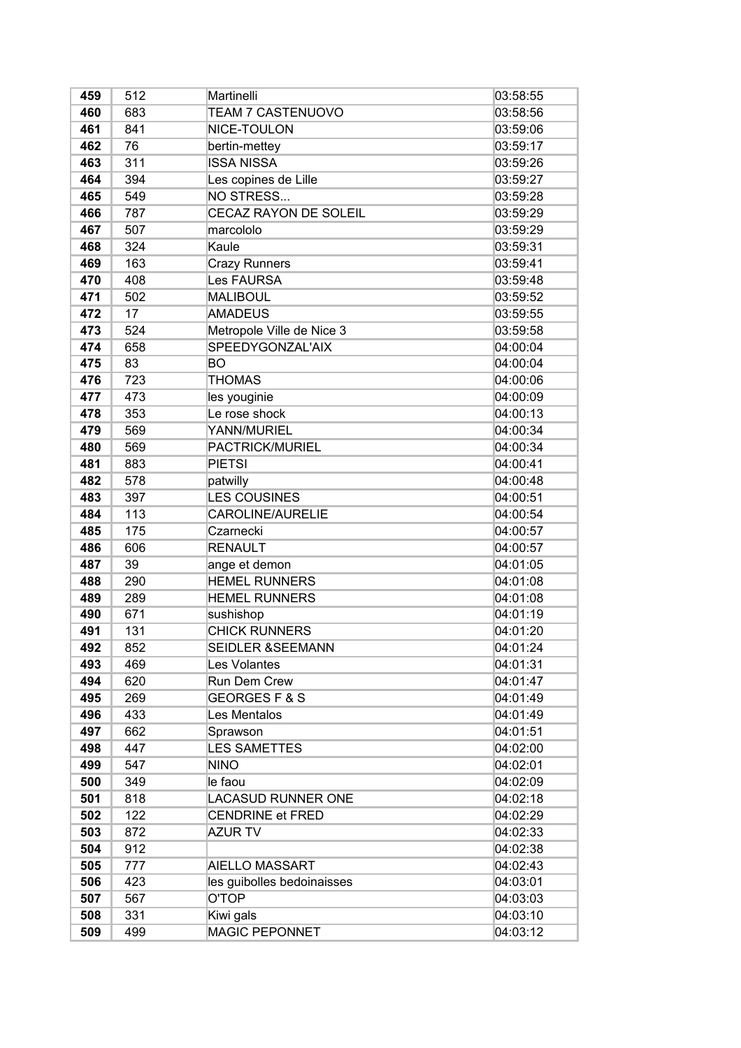| 459 | 512 | Martinelli | 03:58:55 |
|---|---|---|---|
| 460 | 683 | TEAM 7 CASTENUOVO | 03:58:56 |
| 461 | 841 | NICE-TOULON | 03:59:06 |
| 462 | 76 | bertin-mettey | 03:59:17 |
| 463 | 311 | ISSA NISSA | 03:59:26 |
| 464 | 394 | Les copines de Lille | 03:59:27 |
| 465 | 549 | NO STRESS... | 03:59:28 |
| 466 | 787 | CECAZ RAYON DE SOLEIL | 03:59:29 |
| 467 | 507 | marcololo | 03:59:29 |
| 468 | 324 | Kaule | 03:59:31 |
| 469 | 163 | Crazy Runners | 03:59:41 |
| 470 | 408 | Les FAURSA | 03:59:48 |
| 471 | 502 | MALIBOUL | 03:59:52 |
| 472 | 17 | AMADEUS | 03:59:55 |
| 473 | 524 | Metropole Ville de Nice 3 | 03:59:58 |
| 474 | 658 | SPEEDYGONZAL'AIX | 04:00:04 |
| 475 | 83 | BO | 04:00:04 |
| 476 | 723 | THOMAS | 04:00:06 |
| 477 | 473 | les youginie | 04:00:09 |
| 478 | 353 | Le rose shock | 04:00:13 |
| 479 | 569 | YANN/MURIEL | 04:00:34 |
| 480 | 569 | PACTRICK/MURIEL | 04:00:34 |
| 481 | 883 | PIETSI | 04:00:41 |
| 482 | 578 | patwilly | 04:00:48 |
| 483 | 397 | LES COUSINES | 04:00:51 |
| 484 | 113 | CAROLINE/AURELIE | 04:00:54 |
| 485 | 175 | Czarnecki | 04:00:57 |
| 486 | 606 | RENAULT | 04:00:57 |
| 487 | 39 | ange et demon | 04:01:05 |
| 488 | 290 | HEMEL RUNNERS | 04:01:08 |
| 489 | 289 | HEMEL RUNNERS | 04:01:08 |
| 490 | 671 | sushishop | 04:01:19 |
| 491 | 131 | CHICK RUNNERS | 04:01:20 |
| 492 | 852 | SEIDLER &SEEMANN | 04:01:24 |
| 493 | 469 | Les Volantes | 04:01:31 |
| 494 | 620 | Run Dem Crew | 04:01:47 |
| 495 | 269 | GEORGES F & S | 04:01:49 |
| 496 | 433 | Les Mentalos | 04:01:49 |
| 497 | 662 | Sprawson | 04:01:51 |
| 498 | 447 | LES SAMETTES | 04:02:00 |
| 499 | 547 | NINO | 04:02:01 |
| 500 | 349 | le faou | 04:02:09 |
| 501 | 818 | LACASUD RUNNER ONE | 04:02:18 |
| 502 | 122 | CENDRINE et FRED | 04:02:29 |
| 503 | 872 | AZUR TV | 04:02:33 |
| 504 | 912 | | 04:02:38 |
| 505 | 777 | AIELLO MASSART | 04:02:43 |
| 506 | 423 | les guibolles bedoinaisses | 04:03:01 |
| 507 | 567 | O'TOP | 04:03:03 |
| 508 | 331 | Kiwi gals | 04:03:10 |
| 509 | 499 | MAGIC PEPONNET | 04:03:12 |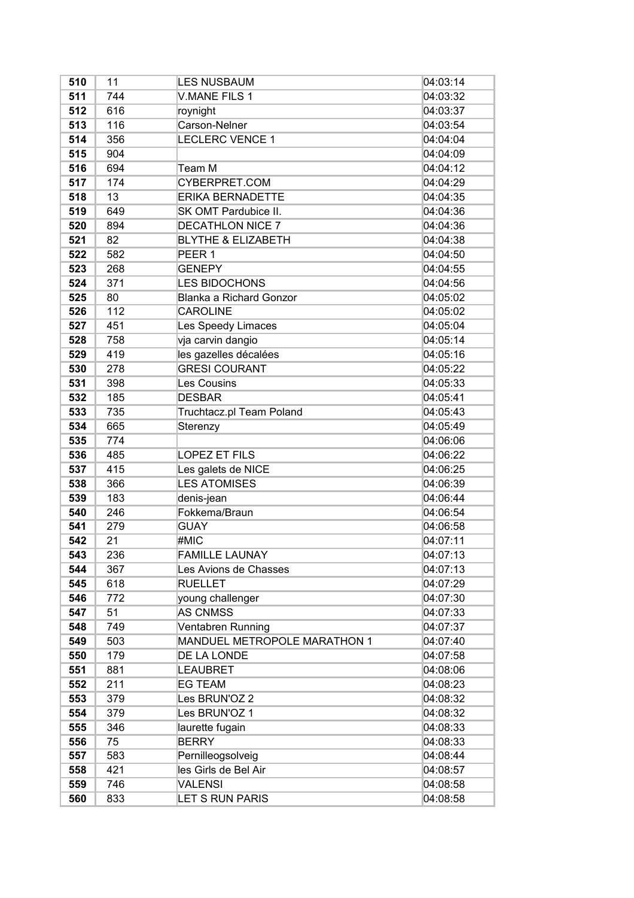| | | | |
|---|---|---|---|
| **510** | 11 | LES NUSBAUM | 04:03:14 |
| **511** | 744 | V.MANE FILS 1 | 04:03:32 |
| **512** | 616 | roynight | 04:03:37 |
| **513** | 116 | Carson-Nelner | 04:03:54 |
| **514** | 356 | LECLERC VENCE 1 | 04:04:04 |
| **515** | 904 | | 04:04:09 |
| **516** | 694 | Team M | 04:04:12 |
| **517** | 174 | CYBERPRET.COM | 04:04:29 |
| **518** | 13 | ERIKA BERNADETTE | 04:04:35 |
| **519** | 649 | SK OMT Pardubice II. | 04:04:36 |
| **520** | 894 | DECATHLON NICE 7 | 04:04:36 |
| **521** | 82 | BLYTHE & ELIZABETH | 04:04:38 |
| **522** | 582 | PEER 1 | 04:04:50 |
| **523** | 268 | GENEPY | 04:04:55 |
| **524** | 371 | LES BIDOCHONS | 04:04:56 |
| **525** | 80 | Blanka a Richard Gonzor | 04:05:02 |
| **526** | 112 | CAROLINE | 04:05:02 |
| **527** | 451 | Les Speedy Limaces | 04:05:04 |
| **528** | 758 | vja carvin dangio | 04:05:14 |
| **529** | 419 | les gazelles décalées | 04:05:16 |
| **530** | 278 | GRESI COURANT | 04:05:22 |
| **531** | 398 | Les Cousins | 04:05:33 |
| **532** | 185 | DESBAR | 04:05:41 |
| **533** | 735 | Truchtacz.pl Team Poland | 04:05:43 |
| **534** | 665 | Sterenzy | 04:05:49 |
| **535** | 774 | | 04:06:06 |
| **536** | 485 | LOPEZ ET FILS | 04:06:22 |
| **537** | 415 | Les galets de NICE | 04:06:25 |
| **538** | 366 | LES ATOMISES | 04:06:39 |
| **539** | 183 | denis-jean | 04:06:44 |
| **540** | 246 | Fokkema/Braun | 04:06:54 |
| **541** | 279 | GUAY | 04:06:58 |
| **542** | 21 | #MIC | 04:07:11 |
| **543** | 236 | FAMILLE LAUNAY | 04:07:13 |
| **544** | 367 | Les Avions de Chasses | 04:07:13 |
| **545** | 618 | RUELLET | 04:07:29 |
| **546** | 772 | young challenger | 04:07:30 |
| **547** | 51 | AS CNMSS | 04:07:33 |
| **548** | 749 | Ventabren Running | 04:07:37 |
| **549** | 503 | MANDUEL METROPOLE MARATHON 1 | 04:07:40 |
| **550** | 179 | DE LA LONDE | 04:07:58 |
| **551** | 881 | LEAUBRET | 04:08:06 |
| **552** | 211 | EG TEAM | 04:08:23 |
| **553** | 379 | Les BRUN'OZ 2 | 04:08:32 |
| **554** | 379 | Les BRUN'OZ 1 | 04:08:32 |
| **555** | 346 | laurette fugain | 04:08:33 |
| **556** | 75 | BERRY | 04:08:33 |
| **557** | 583 | Pernilleogsolveig | 04:08:44 |
| **558** | 421 | les Girls de Bel Air | 04:08:57 |
| **559** | 746 | VALENSI | 04:08:58 |
| **560** | 833 | LET S RUN PARIS | 04:08:58 |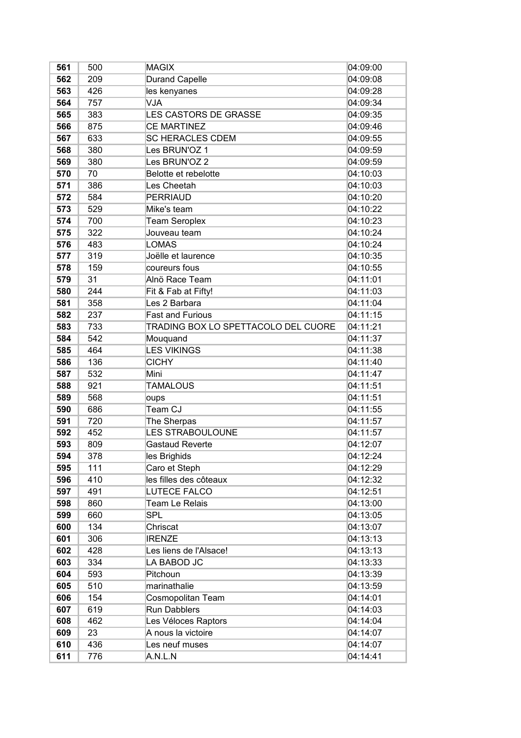| 561 | 500 | MAGIX | 04:09:00 |
|---|---|---|---|
| 562 | 209 | Durand Capelle | 04:09:08 |
| 563 | 426 | les kenyanes | 04:09:28 |
| 564 | 757 | VJA | 04:09:34 |
| 565 | 383 | LES CASTORS DE GRASSE | 04:09:35 |
| 566 | 875 | CE MARTINEZ | 04:09:46 |
| 567 | 633 | SC HERACLES CDEM | 04:09:55 |
| 568 | 380 | Les BRUN'OZ 1 | 04:09:59 |
| 569 | 380 | Les BRUN'OZ 2 | 04:09:59 |
| 570 | 70 | Belotte et rebelotte | 04:10:03 |
| 571 | 386 | Les Cheetah | 04:10:03 |
| 572 | 584 | PERRIAUD | 04:10:20 |
| 573 | 529 | Mike's team | 04:10:22 |
| 574 | 700 | Team Seroplex | 04:10:23 |
| 575 | 322 | Jouveau team | 04:10:24 |
| 576 | 483 | LOMAS | 04:10:24 |
| 577 | 319 | Joëlle et laurence | 04:10:35 |
| 578 | 159 | coureurs fous | 04:10:55 |
| 579 | 31 | Alnö Race Team | 04:11:01 |
| 580 | 244 | Fit & Fab at Fifty! | 04:11:03 |
| 581 | 358 | Les 2 Barbara | 04:11:04 |
| 582 | 237 | Fast and Furious | 04:11:15 |
| 583 | 733 | TRADING BOX LO SPETTACOLO DEL CUORE | 04:11:21 |
| 584 | 542 | Mouquand | 04:11:37 |
| 585 | 464 | LES VIKINGS | 04:11:38 |
| 586 | 136 | CICHY | 04:11:40 |
| 587 | 532 | Mini | 04:11:47 |
| 588 | 921 | TAMALOUS | 04:11:51 |
| 589 | 568 | oups | 04:11:51 |
| 590 | 686 | Team CJ | 04:11:55 |
| 591 | 720 | The Sherpas | 04:11:57 |
| 592 | 452 | LES STRABOULOUNE | 04:11:57 |
| 593 | 809 | Gastaud Reverte | 04:12:07 |
| 594 | 378 | les Brighids | 04:12:24 |
| 595 | 111 | Caro et Steph | 04:12:29 |
| 596 | 410 | les filles des côteaux | 04:12:32 |
| 597 | 491 | LUTECE FALCO | 04:12:51 |
| 598 | 860 | Team Le Relais | 04:13:00 |
| 599 | 660 | SPL | 04:13:05 |
| 600 | 134 | Chriscat | 04:13:07 |
| 601 | 306 | IRENZE | 04:13:13 |
| 602 | 428 | Les liens de l'Alsace! | 04:13:13 |
| 603 | 334 | LA BABOD JC | 04:13:33 |
| 604 | 593 | Pitchoun | 04:13:39 |
| 605 | 510 | marinathalie | 04:13:59 |
| 606 | 154 | Cosmopolitan Team | 04:14:01 |
| 607 | 619 | Run Dabblers | 04:14:03 |
| 608 | 462 | Les Véloces Raptors | 04:14:04 |
| 609 | 23 | A nous la victoire | 04:14:07 |
| 610 | 436 | Les neuf muses | 04:14:07 |
| 611 | 776 | A.N.L.N | 04:14:41 |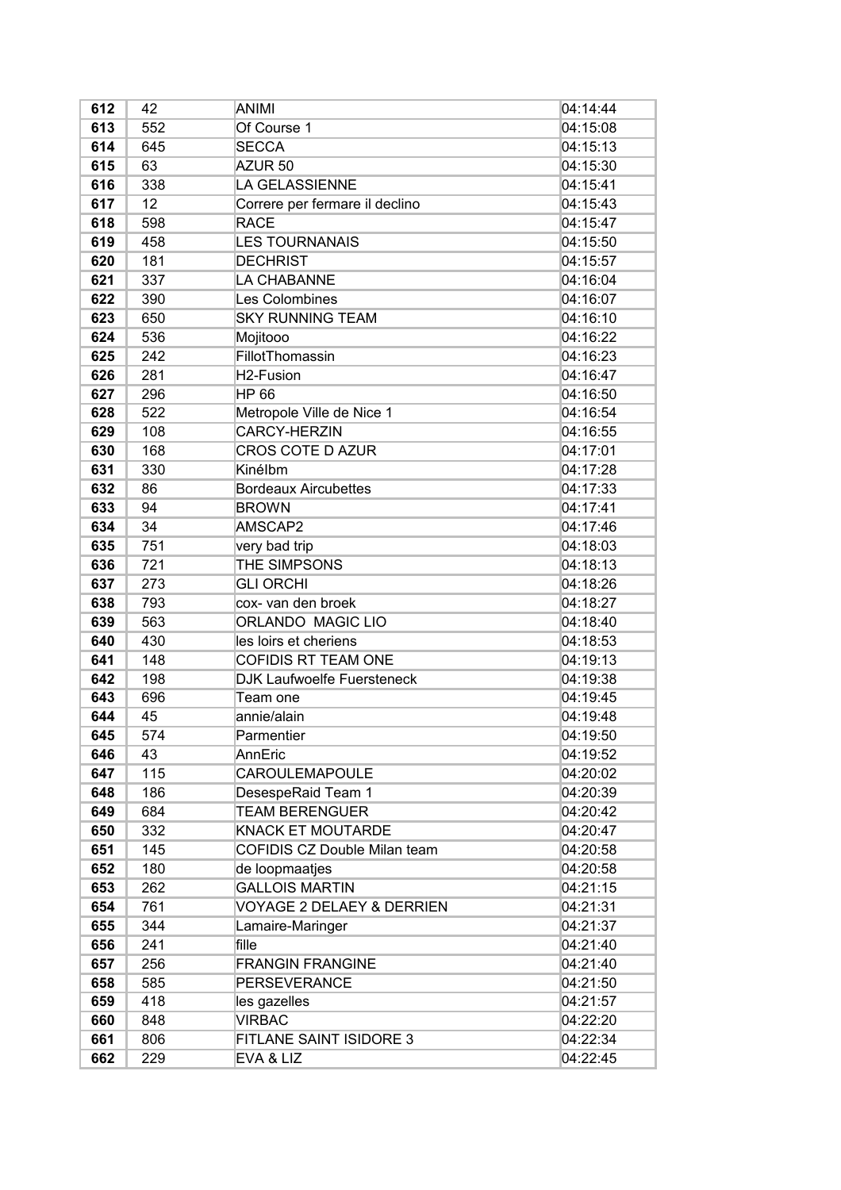| 612 | 42 | ANIMI | 04:14:44 |
|---|---|---|---|
| 613 | 552 | Of Course 1 | 04:15:08 |
| 614 | 645 | SECCA | 04:15:13 |
| 615 | 63 | AZUR 50 | 04:15:30 |
| 616 | 338 | LA GELASSIENNE | 04:15:41 |
| 617 | 12 | Correre per fermare il declino | 04:15:43 |
| 618 | 598 | RACE | 04:15:47 |
| 619 | 458 | LES TOURNANAIS | 04:15:50 |
| 620 | 181 | DECHRIST | 04:15:57 |
| 621 | 337 | LA CHABANNE | 04:16:04 |
| 622 | 390 | Les Colombines | 04:16:07 |
| 623 | 650 | SKY RUNNING TEAM | 04:16:10 |
| 624 | 536 | Mojitooo | 04:16:22 |
| 625 | 242 | FillotThomassin | 04:16:23 |
| 626 | 281 | H2-Fusion | 04:16:47 |
| 627 | 296 | HP 66 | 04:16:50 |
| 628 | 522 | Metropole Ville de Nice 1 | 04:16:54 |
| 629 | 108 | CARCY-HERZIN | 04:16:55 |
| 630 | 168 | CROS COTE D AZUR | 04:17:01 |
| 631 | 330 | Kinélbm | 04:17:28 |
| 632 | 86 | Bordeaux Aircubettes | 04:17:33 |
| 633 | 94 | BROWN | 04:17:41 |
| 634 | 34 | AMSCAP2 | 04:17:46 |
| 635 | 751 | very bad trip | 04:18:03 |
| 636 | 721 | THE SIMPSONS | 04:18:13 |
| 637 | 273 | GLI ORCHI | 04:18:26 |
| 638 | 793 | cox- van den broek | 04:18:27 |
| 639 | 563 | ORLANDO MAGIC LIO | 04:18:40 |
| 640 | 430 | les loirs et cheriens | 04:18:53 |
| 641 | 148 | COFIDIS RT TEAM ONE | 04:19:13 |
| 642 | 198 | DJK Laufwoelfe Fuersteneck | 04:19:38 |
| 643 | 696 | Team one | 04:19:45 |
| 644 | 45 | annie/alain | 04:19:48 |
| 645 | 574 | Parmentier | 04:19:50 |
| 646 | 43 | AnnEric | 04:19:52 |
| 647 | 115 | CAROULEMAPOULE | 04:20:02 |
| 648 | 186 | DesespeRaid Team 1 | 04:20:39 |
| 649 | 684 | TEAM BERENGUER | 04:20:42 |
| 650 | 332 | KNACK ET MOUTARDE | 04:20:47 |
| 651 | 145 | COFIDIS CZ Double Milan team | 04:20:58 |
| 652 | 180 | de loopmaatjes | 04:20:58 |
| 653 | 262 | GALLOIS MARTIN | 04:21:15 |
| 654 | 761 | VOYAGE 2 DELAEY & DERRIEN | 04:21:31 |
| 655 | 344 | Lamaire-Maringer | 04:21:37 |
| 656 | 241 | fille | 04:21:40 |
| 657 | 256 | FRANGIN FRANGINE | 04:21:40 |
| 658 | 585 | PERSEVERANCE | 04:21:50 |
| 659 | 418 | les gazelles | 04:21:57 |
| 660 | 848 | VIRBAC | 04:22:20 |
| 661 | 806 | FITLANE SAINT ISIDORE 3 | 04:22:34 |
| 662 | 229 | EVA & LIZ | 04:22:45 |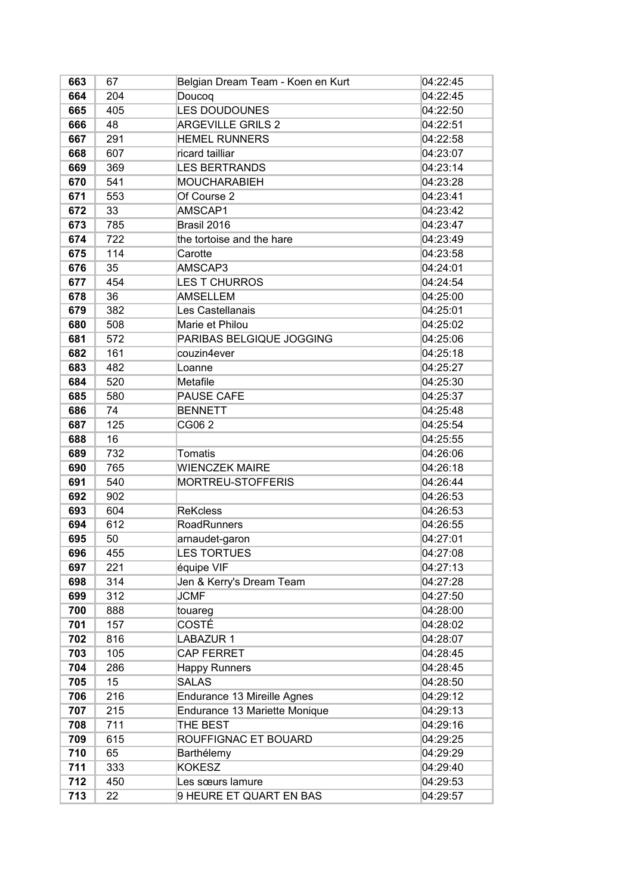| | | | |
|---|---|---|---|
| **663** | 67 | Belgian Dream Team - Koen en Kurt | 04:22:45 |
| **664** | 204 | Doucoq | 04:22:45 |
| **665** | 405 | LES DOUDOUNES | 04:22:50 |
| **666** | 48 | ARGEVILLE GRILS 2 | 04:22:51 |
| **667** | 291 | HEMEL RUNNERS | 04:22:58 |
| **668** | 607 | ricard tailliar | 04:23:07 |
| **669** | 369 | LES BERTRANDS | 04:23:14 |
| **670** | 541 | MOUCHARABIEH | 04:23:28 |
| **671** | 553 | Of Course 2 | 04:23:41 |
| **672** | 33 | AMSCAP1 | 04:23:42 |
| **673** | 785 | Brasil 2016 | 04:23:47 |
| **674** | 722 | the tortoise and the hare | 04:23:49 |
| **675** | 114 | Carotte | 04:23:58 |
| **676** | 35 | AMSCAP3 | 04:24:01 |
| **677** | 454 | LES T CHURROS | 04:24:54 |
| **678** | 36 | AMSELLEM | 04:25:00 |
| **679** | 382 | Les Castellanais | 04:25:01 |
| **680** | 508 | Marie et Philou | 04:25:02 |
| **681** | 572 | PARIBAS BELGIQUE JOGGING | 04:25:06 |
| **682** | 161 | couzin4ever | 04:25:18 |
| **683** | 482 | Loanne | 04:25:27 |
| **684** | 520 | Metafile | 04:25:30 |
| **685** | 580 | PAUSE CAFE | 04:25:37 |
| **686** | 74 | BENNETT | 04:25:48 |
| **687** | 125 | CG06 2 | 04:25:54 |
| **688** | 16 | | 04:25:55 |
| **689** | 732 | Tomatis | 04:26:06 |
| **690** | 765 | WIENCZEK MAIRE | 04:26:18 |
| **691** | 540 | MORTREU-STOFFERIS | 04:26:44 |
| **692** | 902 | | 04:26:53 |
| **693** | 604 | ReKcless | 04:26:53 |
| **694** | 612 | RoadRunners | 04:26:55 |
| **695** | 50 | arnaudet-garon | 04:27:01 |
| **696** | 455 | LES TORTUES | 04:27:08 |
| **697** | 221 | équipe VIF | 04:27:13 |
| **698** | 314 | Jen & Kerry's Dream Team | 04:27:28 |
| **699** | 312 | JCMF | 04:27:50 |
| **700** | 888 | touareg | 04:28:00 |
| **701** | 157 | COSTÉ | 04:28:02 |
| **702** | 816 | LABAZUR 1 | 04:28:07 |
| **703** | 105 | CAP FERRET | 04:28:45 |
| **704** | 286 | Happy Runners | 04:28:45 |
| **705** | 15 | SALAS | 04:28:50 |
| **706** | 216 | Endurance 13 Mireille Agnes | 04:29:12 |
| **707** | 215 | Endurance 13 Mariette Monique | 04:29:13 |
| **708** | 711 | THE BEST | 04:29:16 |
| **709** | 615 | ROUFFIGNAC ET BOUARD | 04:29:25 |
| **710** | 65 | Barthélemy | 04:29:29 |
| **711** | 333 | KOKESZ | 04:29:40 |
| **712** | 450 | Les sœurs lamure | 04:29:53 |
| **713** | 22 | 9 HEURE ET QUART EN BAS | 04:29:57 |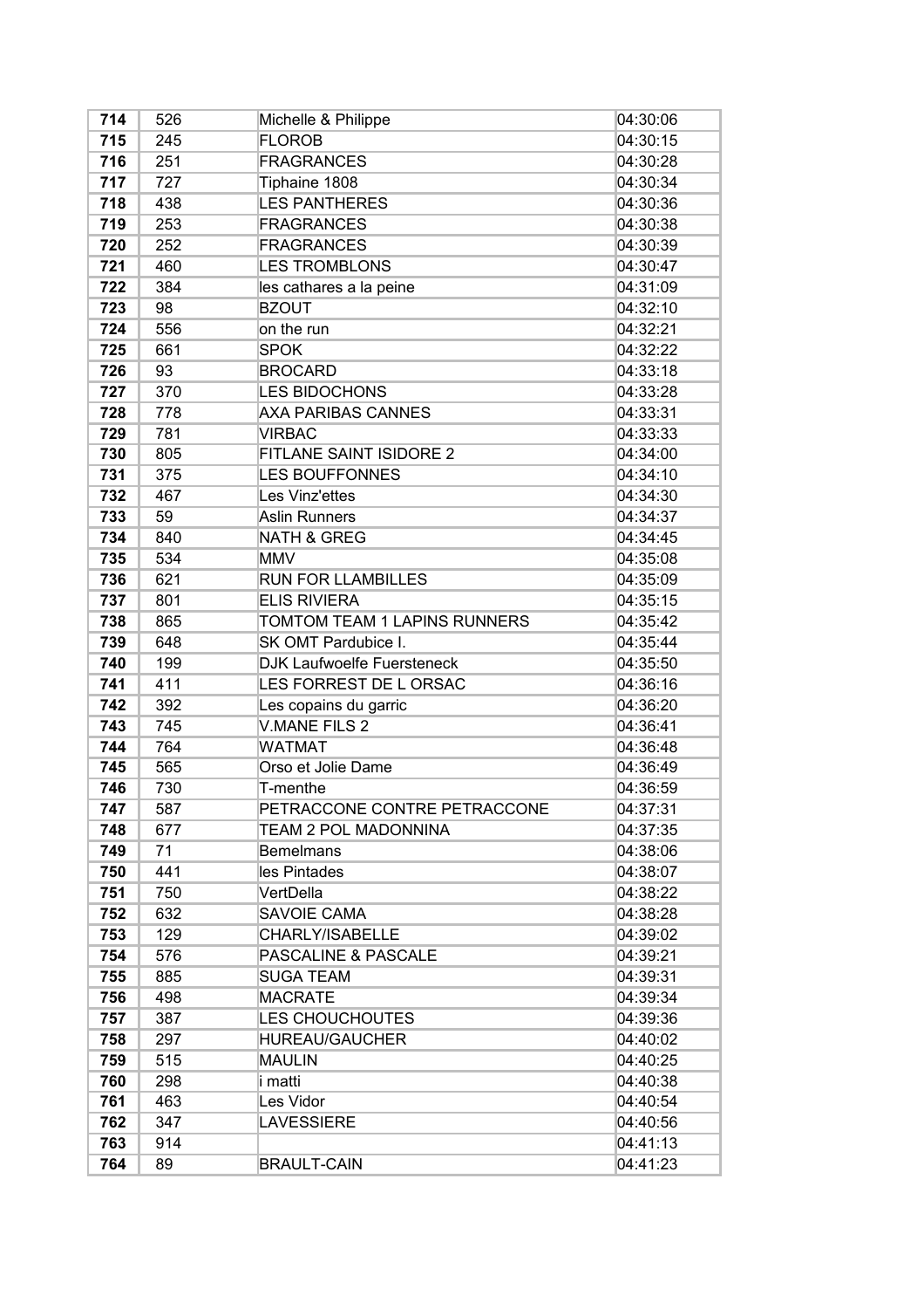| 714 | 526 | Michelle & Philippe | 04:30:06 |
|---|---|---|---|
| 715 | 245 | FLOROB | 04:30:15 |
| 716 | 251 | FRAGRANCES | 04:30:28 |
| 717 | 727 | Tiphaine 1808 | 04:30:34 |
| 718 | 438 | LES PANTHERES | 04:30:36 |
| 719 | 253 | FRAGRANCES | 04:30:38 |
| 720 | 252 | FRAGRANCES | 04:30:39 |
| 721 | 460 | LES TROMBLONS | 04:30:47 |
| 722 | 384 | les cathares a la peine | 04:31:09 |
| 723 | 98 | BZOUT | 04:32:10 |
| 724 | 556 | on the run | 04:32:21 |
| 725 | 661 | SPOK | 04:32:22 |
| 726 | 93 | BROCARD | 04:33:18 |
| 727 | 370 | LES BIDOCHONS | 04:33:28 |
| 728 | 778 | AXA PARIBAS CANNES | 04:33:31 |
| 729 | 781 | VIRBAC | 04:33:33 |
| 730 | 805 | FITLANE SAINT ISIDORE 2 | 04:34:00 |
| 731 | 375 | LES BOUFFONNES | 04:34:10 |
| 732 | 467 | Les Vinz'ettes | 04:34:30 |
| 733 | 59 | Aslin Runners | 04:34:37 |
| 734 | 840 | NATH & GREG | 04:34:45 |
| 735 | 534 | MMV | 04:35:08 |
| 736 | 621 | RUN FOR LLAMBILLES | 04:35:09 |
| 737 | 801 | ELIS RIVIERA | 04:35:15 |
| 738 | 865 | TOMTOM TEAM 1 LAPINS RUNNERS | 04:35:42 |
| 739 | 648 | SK OMT Pardubice I. | 04:35:44 |
| 740 | 199 | DJK Laufwoelfe Fuersteneck | 04:35:50 |
| 741 | 411 | LES FORREST DE L ORSAC | 04:36:16 |
| 742 | 392 | Les copains du garric | 04:36:20 |
| 743 | 745 | V.MANE FILS 2 | 04:36:41 |
| 744 | 764 | WATMAT | 04:36:48 |
| 745 | 565 | Orso et Jolie Dame | 04:36:49 |
| 746 | 730 | T-menthe | 04:36:59 |
| 747 | 587 | PETRACCONE CONTRE PETRACCONE | 04:37:31 |
| 748 | 677 | TEAM 2 POL MADONNINA | 04:37:35 |
| 749 | 71 | Bemelmans | 04:38:06 |
| 750 | 441 | les Pintades | 04:38:07 |
| 751 | 750 | VertDella | 04:38:22 |
| 752 | 632 | SAVOIE CAMA | 04:38:28 |
| 753 | 129 | CHARLY/ISABELLE | 04:39:02 |
| 754 | 576 | PASCALINE & PASCALE | 04:39:21 |
| 755 | 885 | SUGA TEAM | 04:39:31 |
| 756 | 498 | MACRATE | 04:39:34 |
| 757 | 387 | LES CHOUCHOUTES | 04:39:36 |
| 758 | 297 | HUREAU/GAUCHER | 04:40:02 |
| 759 | 515 | MAULIN | 04:40:25 |
| 760 | 298 | i matti | 04:40:38 |
| 761 | 463 | Les Vidor | 04:40:54 |
| 762 | 347 | LAVESSIERE | 04:40:56 |
| 763 | 914 | | 04:41:13 |
| 764 | 89 | BRAULT-CAIN | 04:41:23 |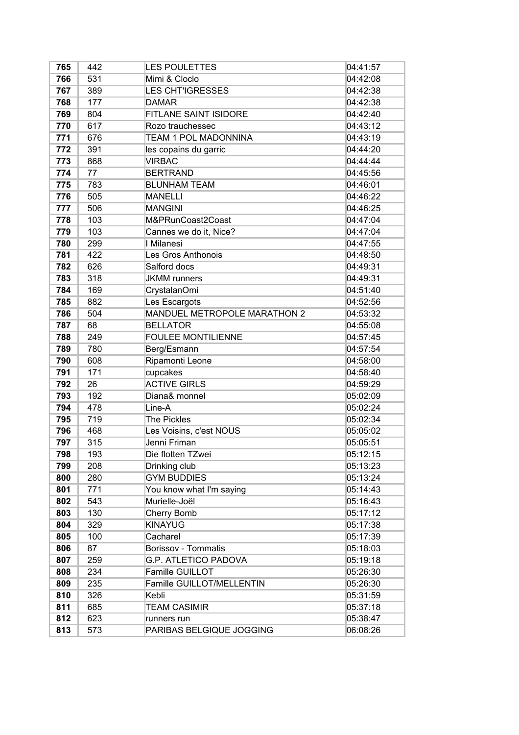| | | | |
|---|---|---|---|
| **765** | 442 | LES POULETTES | 04:41:57 |
| **766** | 531 | Mimi & Cloclo | 04:42:08 |
| **767** | 389 | LES CHT'IGRESSES | 04:42:38 |
| **768** | 177 | DAMAR | 04:42:38 |
| **769** | 804 | FITLANE SAINT ISIDORE | 04:42:40 |
| **770** | 617 | Rozo trauchessec | 04:43:12 |
| **771** | 676 | TEAM 1 POL MADONNINA | 04:43:19 |
| **772** | 391 | les copains du garric | 04:44:20 |
| **773** | 868 | VIRBAC | 04:44:44 |
| **774** | 77 | BERTRAND | 04:45:56 |
| **775** | 783 | BLUNHAM TEAM | 04:46:01 |
| **776** | 505 | MANELLI | 04:46:22 |
| **777** | 506 | MANGINI | 04:46:25 |
| **778** | 103 | M&PRunCoast2Coast | 04:47:04 |
| **779** | 103 | Cannes we do it, Nice? | 04:47:04 |
| **780** | 299 | I Milanesi | 04:47:55 |
| **781** | 422 | Les Gros Anthonois | 04:48:50 |
| **782** | 626 | Salford docs | 04:49:31 |
| **783** | 318 | JKMM runners | 04:49:31 |
| **784** | 169 | CrystalanOmi | 04:51:40 |
| **785** | 882 | Les Escargots | 04:52:56 |
| **786** | 504 | MANDUEL METROPOLE MARATHON 2 | 04:53:32 |
| **787** | 68 | BELLATOR | 04:55:08 |
| **788** | 249 | FOULEE MONTILIENNE | 04:57:45 |
| **789** | 780 | Berg/Esmann | 04:57:54 |
| **790** | 608 | Ripamonti Leone | 04:58:00 |
| **791** | 171 | cupcakes | 04:58:40 |
| **792** | 26 | ACTIVE GIRLS | 04:59:29 |
| **793** | 192 | Diana& monnel | 05:02:09 |
| **794** | 478 | Line-A | 05:02:24 |
| **795** | 719 | The Pickles | 05:02:34 |
| **796** | 468 | Les Voisins, c'est NOUS | 05:05:02 |
| **797** | 315 | Jenni Friman | 05:05:51 |
| **798** | 193 | Die flotten TZwei | 05:12:15 |
| **799** | 208 | Drinking club | 05:13:23 |
| **800** | 280 | GYM BUDDIES | 05:13:24 |
| **801** | 771 | You know what I'm saying | 05:14:43 |
| **802** | 543 | Murielle-Joël | 05:16:43 |
| **803** | 130 | Cherry Bomb | 05:17:12 |
| **804** | 329 | KINAYUG | 05:17:38 |
| **805** | 100 | Cacharel | 05:17:39 |
| **806** | 87 | Borissov - Tommatis | 05:18:03 |
| **807** | 259 | G.P. ATLETICO PADOVA | 05:19:18 |
| **808** | 234 | Famille GUILLOT | 05:26:30 |
| **809** | 235 | Famille GUILLOT/MELLENTIN | 05:26:30 |
| **810** | 326 | Kebli | 05:31:59 |
| **811** | 685 | TEAM CASIMIR | 05:37:18 |
| **812** | 623 | runners run | 05:38:47 |
| **813** | 573 | PARIBAS BELGIQUE JOGGING | 06:08:26 |